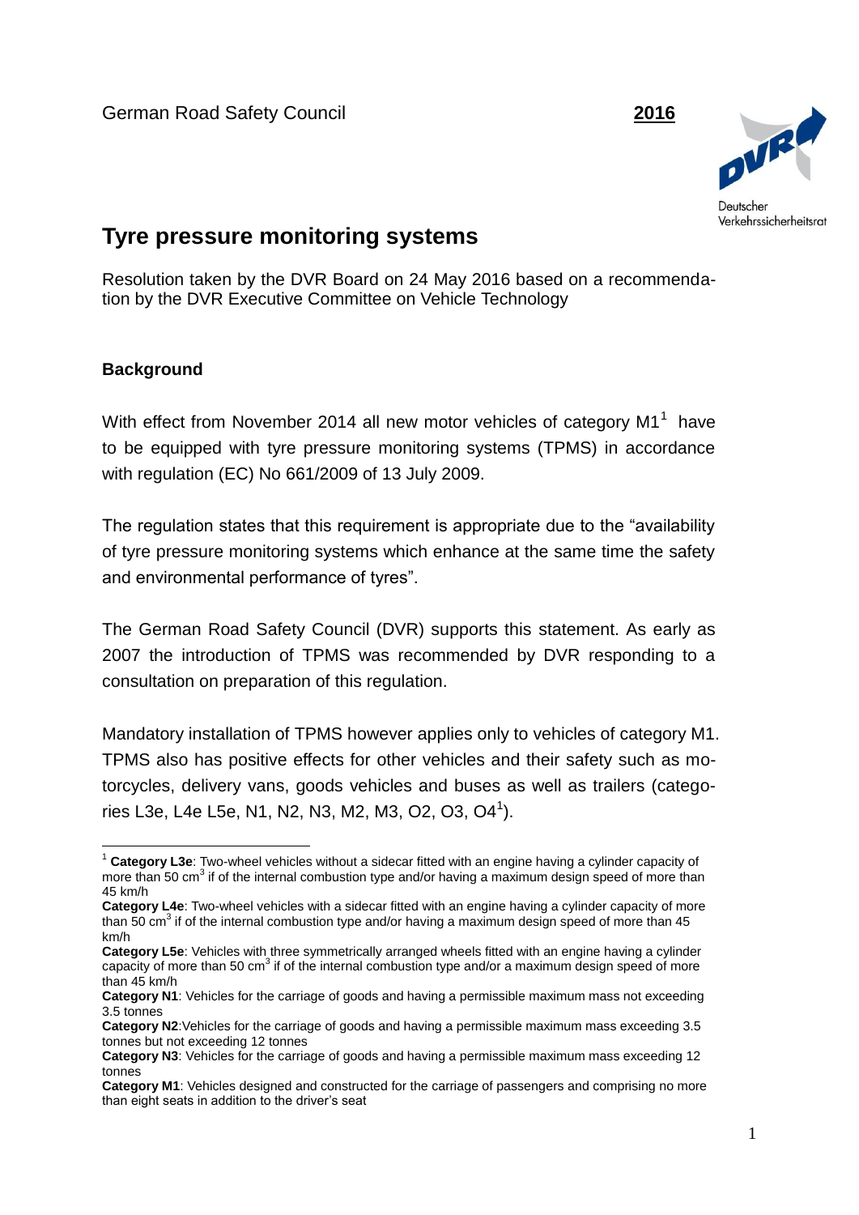German Road Safety Council **2016**

Deutscher Verkehrssicherheitsrat

# Tyre pressure monitoring systems

Resolution taken by the DVR Board on 24 May 2016 based on a recommendation by the DVR Executive Committee on Vehicle Technology

## Background

With effect from November 2014 all new motor vehicles of category M1[1] have to be equipped with tyre pressure monitoring systems (TPMS) in accordance with regulation (EC) No 661/2009 of 13 July 2009.

The regulation states that this requirement is appropriate due to the "availability of tyre pressure monitoring systems which enhance at the same time the safety and environmental performance of tyres".

The German Road Safety Council (DVR) supports this statement. As early as 2007 the introduction of TPMS was recommended by DVR responding to a consultation on preparation of this regulation.

Mandatory installation of TPMS however applies only to vehicles of category M1. TPMS also has positive effects for other vehicles and their safety such as motorcycles, delivery vans, goods vehicles and buses as well as trailers (categories L3e, L4e L5e, N1, N2, N3, M2, M3, O2, O3, O4[1]).

---

[1] **Category L3e**: Two-wheel vehicles without a sidecar fitted with an engine having a cylinder capacity of more than 50 $cm^3$ if of the internal combustion type and/or having a maximum design speed of more than 45 km/h

**Category L4e**: Two-wheel vehicles with a sidecar fitted with an engine having a cylinder capacity of more than 50 $cm^3$ if of the internal combustion type and/or having a maximum design speed of more than 45 km/h

**Category L5e**: Vehicles with three symmetrically arranged wheels fitted with an engine having a cylinder capacity of more than 50 $cm^3$ if of the internal combustion type and/or a maximum design speed of more than 45 km/h

**Category N1**: Vehicles for the carriage of goods and having a permissible maximum mass not exceeding 3.5 tonnes

**Category N2**:Vehicles for the carriage of goods and having a permissible maximum mass exceeding 3.5 tonnes but not exceeding 12 tonnes

**Category N3**: Vehicles for the carriage of goods and having a permissible maximum mass exceeding 12 tonnes

**Category M1**: Vehicles designed and constructed for the carriage of passengers and comprising no more than eight seats in addition to the driver's seat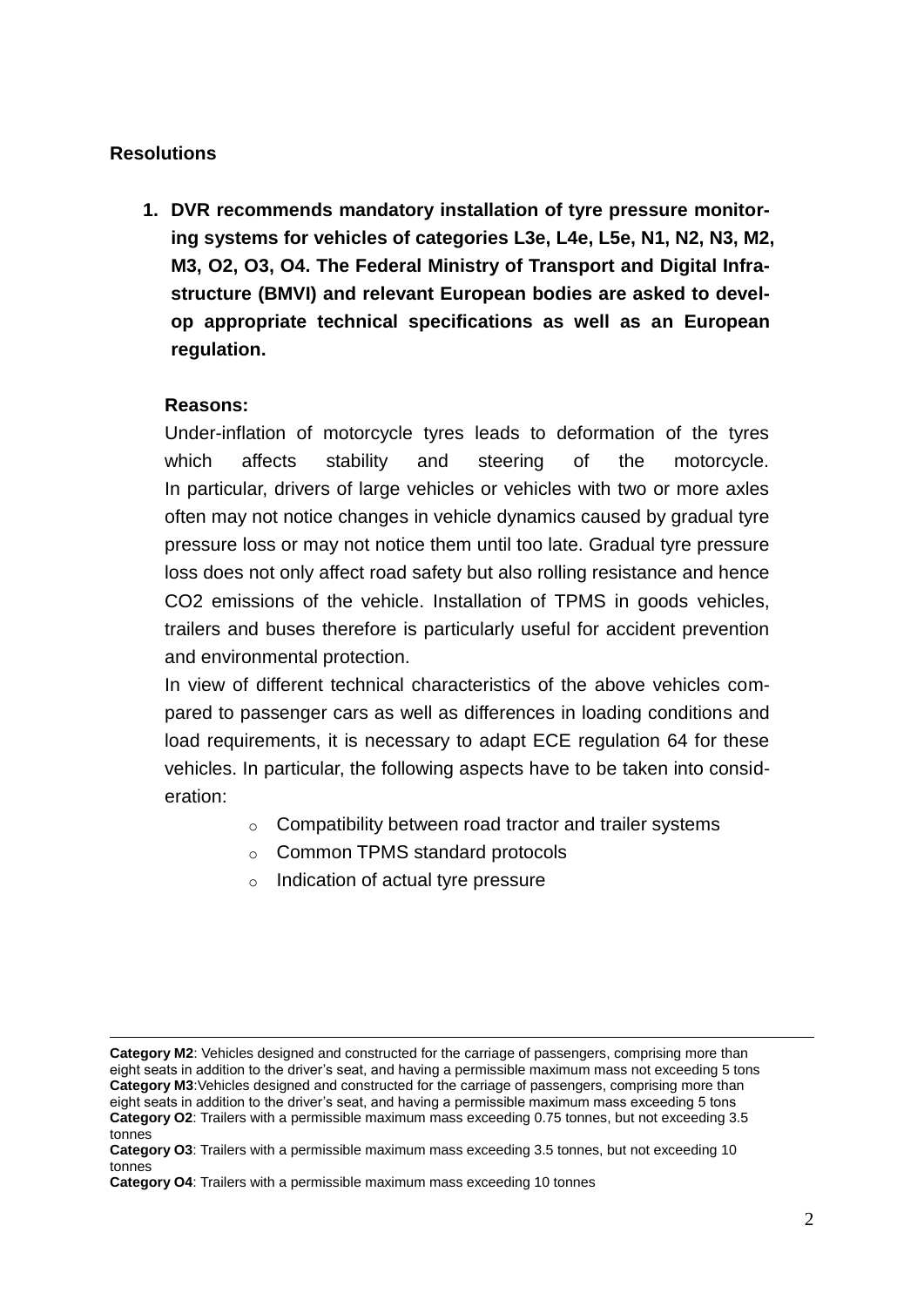**Resolutions**

1. **DVR recommends mandatory installation of tyre pressure monitoring systems for vehicles of categories L3e, L4e, L5e, N1, N2, N3, M2, M3, O2, O3, O4. The Federal Ministry of Transport and Digital Infrastructure (BMVI) and relevant European bodies are asked to develop appropriate technical specifications as well as an European regulation.**

   **Reasons:**

   Under-inflation of motorcycle tyres leads to deformation of the tyres which affects stability and steering of the motorcycle. In particular, drivers of large vehicles or vehicles with two or more axles often may not notice changes in vehicle dynamics caused by gradual tyre pressure loss or may not notice them until too late. Gradual tyre pressure loss does not only affect road safety but also rolling resistance and hence $CO_2$ emissions of the vehicle. Installation of TPMS in goods vehicles, trailers and buses therefore is particularly useful for accident prevention and environmental protection.

   In view of different technical characteristics of the above vehicles compared to passenger cars as well as differences in loading conditions and load requirements, it is necessary to adapt ECE regulation 64 for these vehicles. In particular, the following aspects have to be taken into consideration:

   - Compatibility between road tractor and trailer systems
   - Common TPMS standard protocols
   - Indication of actual tyre pressure

---

**Category M2**: Vehicles designed and constructed for the carriage of passengers, comprising more than eight seats in addition to the driver's seat, and having a permissible maximum mass not exceeding 5 tons
**Category M3**:Vehicles designed and constructed for the carriage of passengers, comprising more than eight seats in addition to the driver's seat, and having a permissible maximum mass exceeding 5 tons
**Category O2**: Trailers with a permissible maximum mass exceeding 0.75 tonnes, but not exceeding 3.5 tonnes
**Category O3**: Trailers with a permissible maximum mass exceeding 3.5 tonnes, but not exceeding 10 tonnes
**Category O4**: Trailers with a permissible maximum mass exceeding 10 tonnes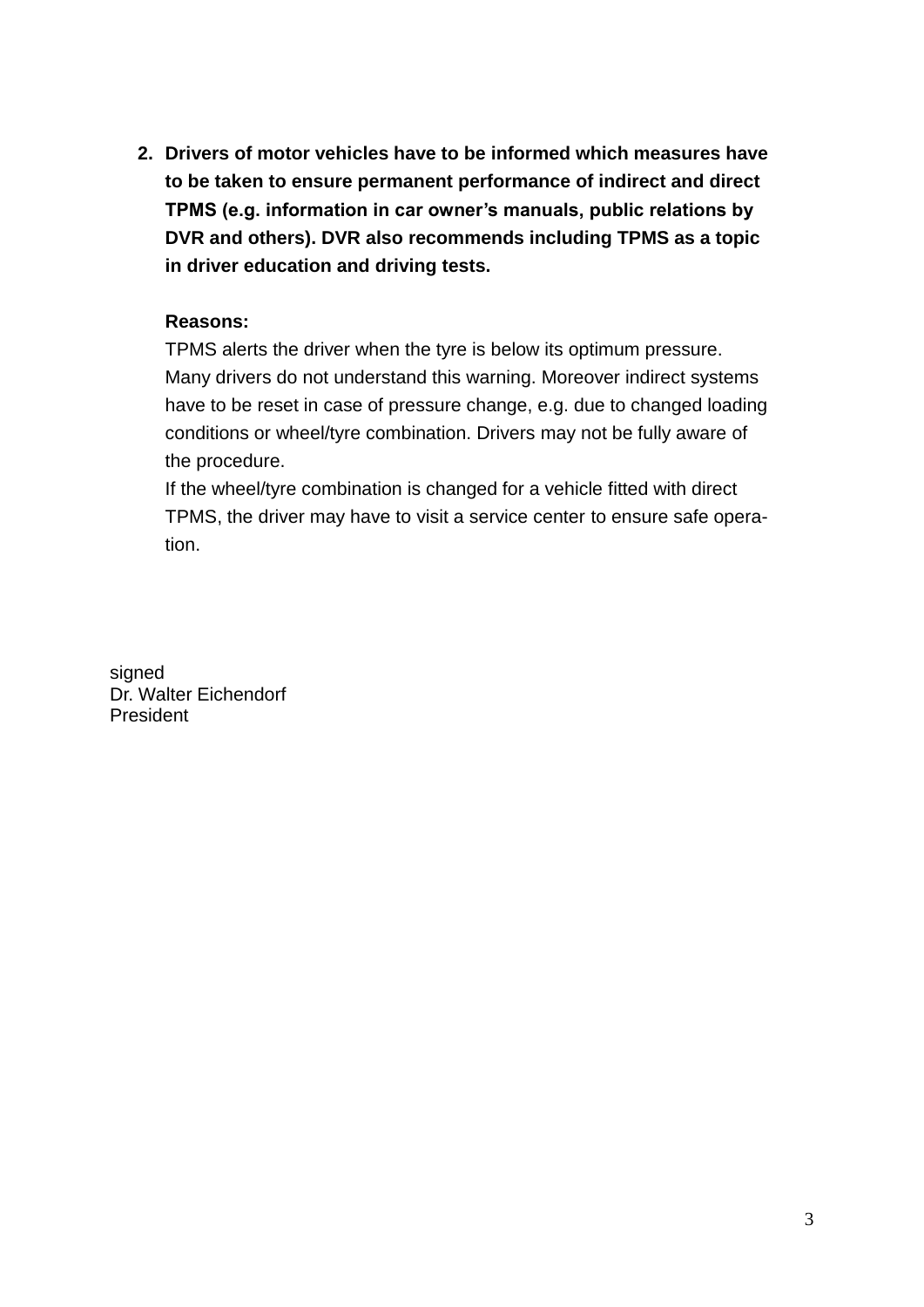2. **Drivers of motor vehicles have to be informed which measures have to be taken to ensure permanent performance of indirect and direct TPMS (e.g. information in car owner's manuals, public relations by DVR and others). DVR also recommends including TPMS as a topic in driver education and driving tests.**

   **Reasons:**

   TPMS alerts the driver when the tyre is below its optimum pressure. Many drivers do not understand this warning. Moreover indirect systems have to be reset in case of pressure change, e.g. due to changed loading conditions or wheel/tyre combination. Drivers may not be fully aware of the procedure.

   If the wheel/tyre combination is changed for a vehicle fitted with direct TPMS, the driver may have to visit a service center to ensure safe operation.

signed
Dr. Walter Eichendorf
President